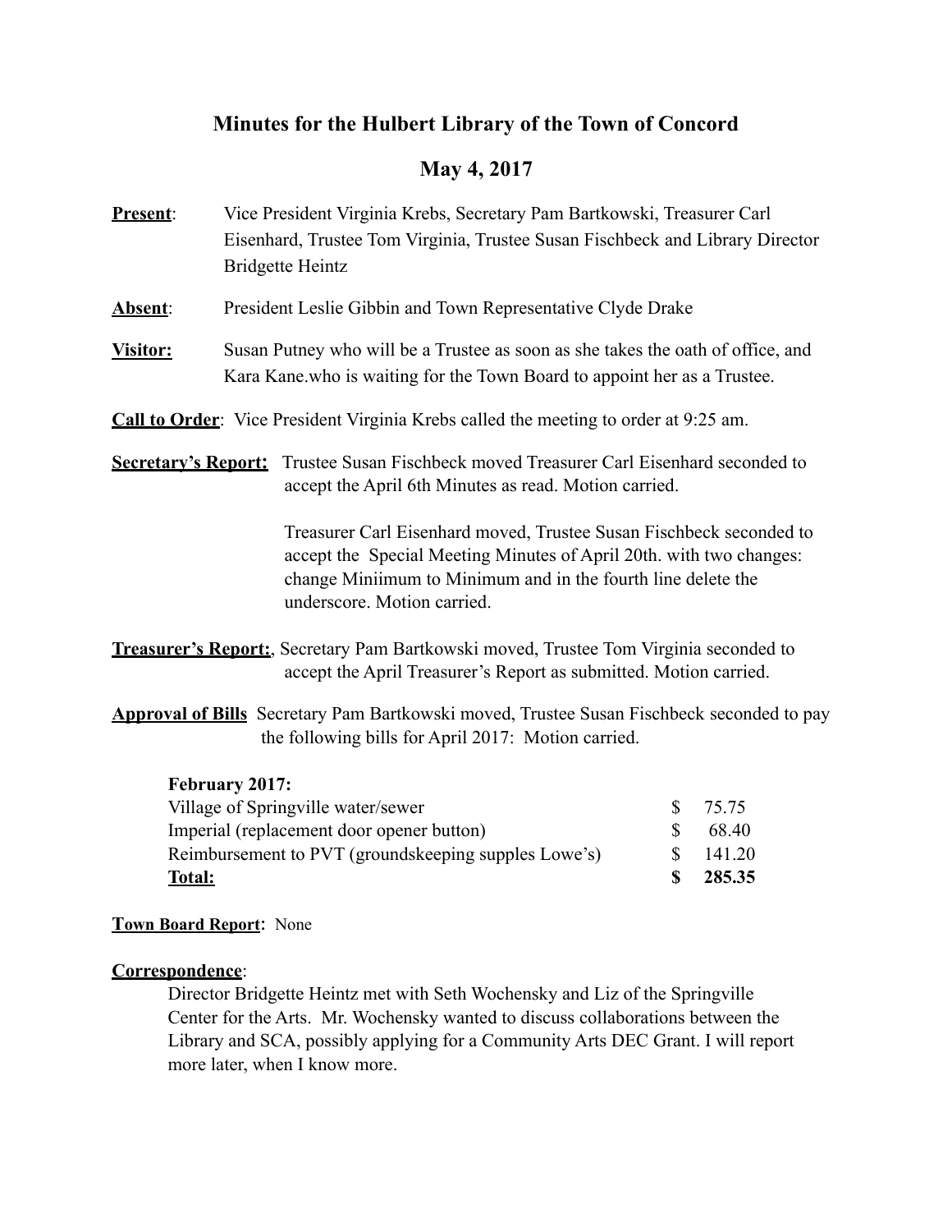# Minutes for the Hulbert Library of the Town of Concord

## May 4, 2017

**Present**: Vice President Virginia Krebs, Secretary Pam Bartkowski, Treasurer Carl Eisenhard, Trustee Tom Virginia, Trustee Susan Fischbeck and Library Director Bridgette Heintz

**Absent**: President Leslie Gibbin and Town Representative Clyde Drake

**Visitor:** Susan Putney who will be a Trustee as soon as she takes the oath of office, and Kara Kane.who is waiting for the Town Board to appoint her as a Trustee.

**Call to Order**: Vice President Virginia Krebs called the meeting to order at 9:25 am.

**Secretary's Report:** Trustee Susan Fischbeck moved Treasurer Carl Eisenhard seconded to accept the April 6th Minutes as read. Motion carried.

Treasurer Carl Eisenhard moved, Trustee Susan Fischbeck seconded to accept the Special Meeting Minutes of April 20th. with two changes: change Miniimum to Minimum and in the fourth line delete the underscore. Motion carried.

**Treasurer's Report:**, Secretary Pam Bartkowski moved, Trustee Tom Virginia seconded to accept the April Treasurer's Report as submitted. Motion carried.

**Approval of Bills** Secretary Pam Bartkowski moved, Trustee Susan Fischbeck seconded to pay the following bills for April 2017: Motion carried.

| **February 2017:** | | |
|---|---|---|
| Village of Springville water/sewer | $ | 75.75 |
| Imperial (replacement door opener button) | $ | 68.40 |
| Reimbursement to PVT (groundskeeping supples Lowe's) | $ | 141.20 |
| **Total:** | **$** | **285.35** |

**Town Board Report:** None

**Correspondence**:

Director Bridgette Heintz met with Seth Wochensky and Liz of the Springville Center for the Arts. Mr. Wochensky wanted to discuss collaborations between the Library and SCA, possibly applying for a Community Arts DEC Grant. I will report more later, when I know more.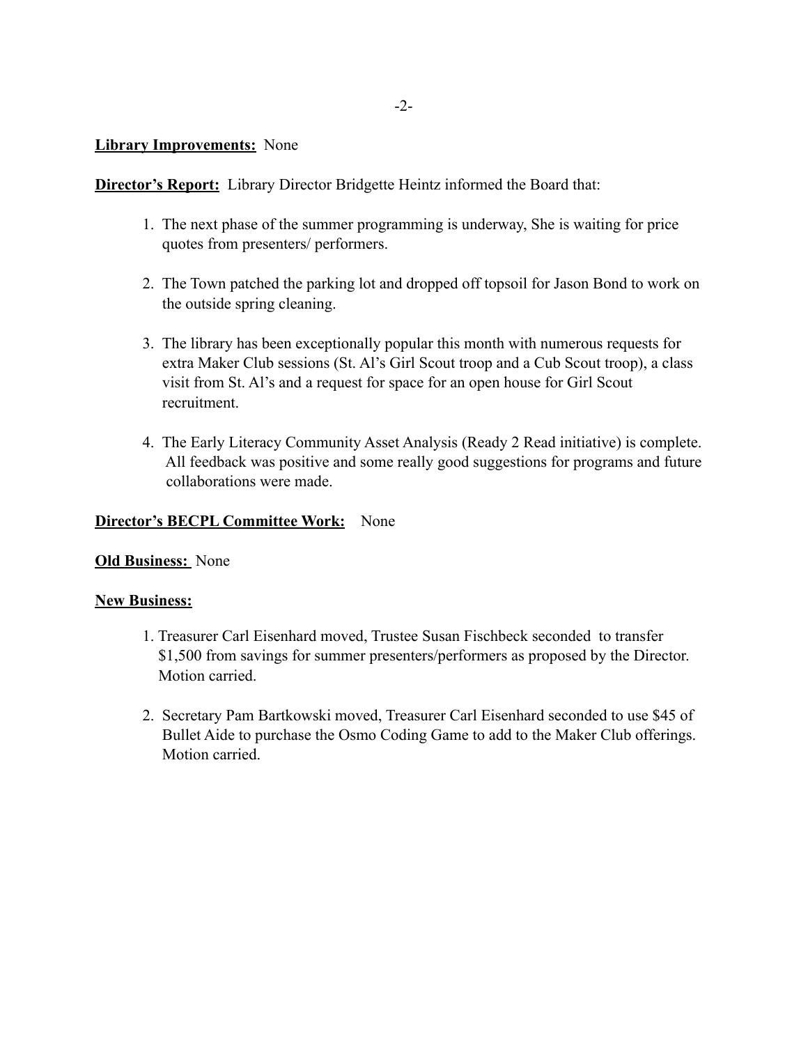**Library Improvements:** None

**Director's Report:** Library Director Bridgette Heintz informed the Board that:

1. The next phase of the summer programming is underway, She is waiting for price quotes from presenters/ performers.

2. The Town patched the parking lot and dropped off topsoil for Jason Bond to work on the outside spring cleaning.

3. The library has been exceptionally popular this month with numerous requests for extra Maker Club sessions (St. Al's Girl Scout troop and a Cub Scout troop), a class visit from St. Al's and a request for space for an open house for Girl Scout recruitment.

4. The Early Literacy Community Asset Analysis (Ready 2 Read initiative) is complete. All feedback was positive and some really good suggestions for programs and future collaborations were made.

**Director's BECPL Committee Work:** None

**Old Business:** None

**New Business:**

1. Treasurer Carl Eisenhard moved, Trustee Susan Fischbeck seconded to transfer $1,500 from savings for summer presenters/performers as proposed by the Director. Motion carried.

2. Secretary Pam Bartkowski moved, Treasurer Carl Eisenhard seconded to use $45 of Bullet Aide to purchase the Osmo Coding Game to add to the Maker Club offerings. Motion carried.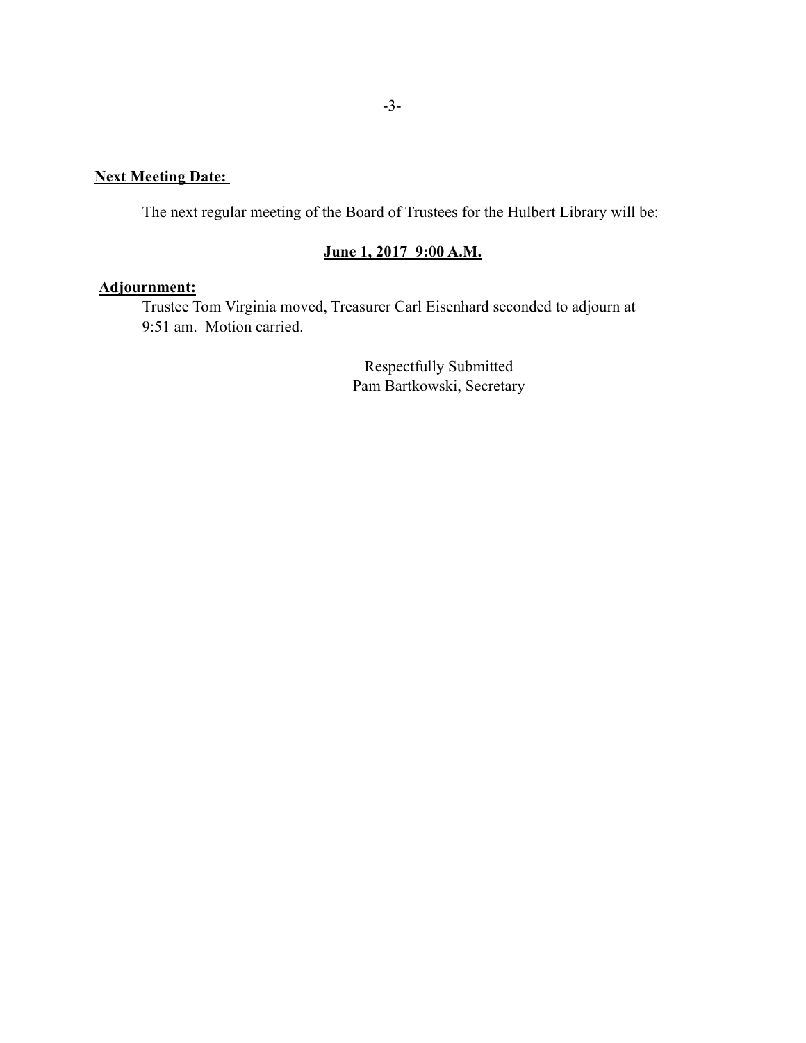**Next Meeting Date:**

The next regular meeting of the Board of Trustees for the Hulbert Library will be:

**June 1, 2017 9:00 A.M.**

**Adjournment:**

Trustee Tom Virginia moved, Treasurer Carl Eisenhard seconded to adjourn at 9:51 am. Motion carried.

Respectfully Submitted
Pam Bartkowski, Secretary